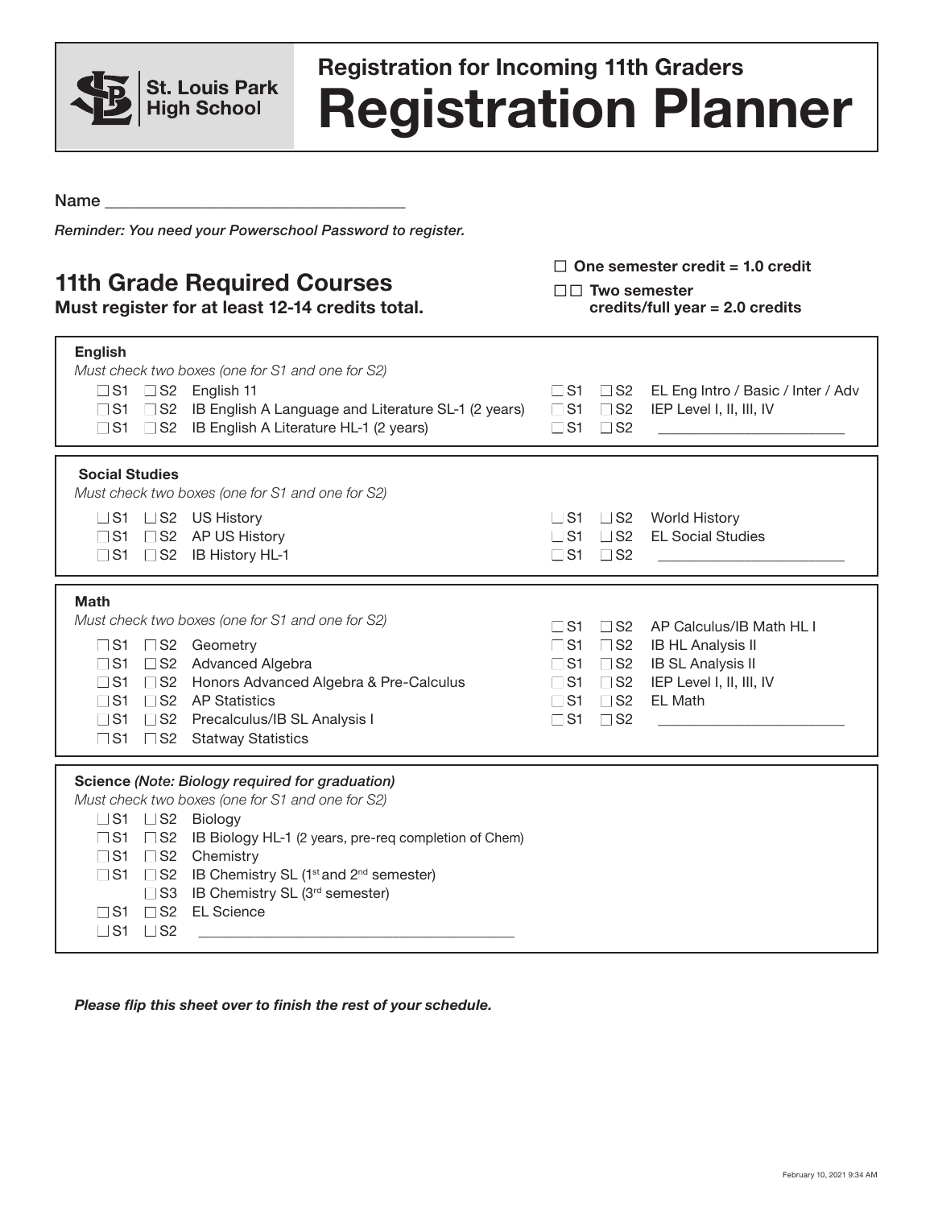**St. Louis Park High School**

# Registration for Incoming 11th Graders

# Registration Planner

Name ___________________________________

*Reminder: You need your Powerschool Password to register.*

## 11th Grade Required Courses

**Must register for at least 12-14 credits total.**

☐ **One semester credit = 1.0 credit**

☐☐ **Two semester credits/full year = 2.0 credits**

### English

*Must check two boxes (one for S1 and one for S2)*

- ☐ S1 ☐ S2 English 11
- ☐ S1 ☐ S2 IB English A Language and Literature SL-1 (2 years)
- ☐ S1 ☐ S2 IB English A Literature HL-1 (2 years)
- ☐ S1 ☐ S2 EL Eng Intro / Basic / Inter / Adv
- ☐ S1 ☐ S2 IEP Level I, II, III, IV
- ☐ S1 ☐ S2 ________________________

### Social Studies

*Must check two boxes (one for S1 and one for S2)*

- ☐ S1 ☐ S2 US History
- ☐ S1 ☐ S2 AP US History
- ☐ S1 ☐ S2 IB History HL-1
- ☐ S1 ☐ S2 World History
- ☐ S1 ☐ S2 EL Social Studies
- ☐ S1 ☐ S2 ________________________

### Math

*Must check two boxes (one for S1 and one for S2)*

- ☐ S1 ☐ S2 Geometry
- ☐ S1 ☐ S2 Advanced Algebra
- ☐ S1 ☐ S2 Honors Advanced Algebra & Pre-Calculus
- ☐ S1 ☐ S2 AP Statistics
- ☐ S1 ☐ S2 Precalculus/IB SL Analysis I
- ☐ S1 ☐ S2 Statway Statistics
- ☐ S1 ☐ S2 AP Calculus/IB Math HL I
- ☐ S1 ☐ S2 IB HL Analysis II
- ☐ S1 ☐ S2 IB SL Analysis II
- ☐ S1 ☐ S2 IEP Level I, II, III, IV
- ☐ S1 ☐ S2 EL Math
- ☐ S1 ☐ S2 ________________________

### Science *(Note: Biology required for graduation)*

*Must check two boxes (one for S1 and one for S2)*

- ☐ S1 ☐ S2 Biology
- ☐ S1 ☐ S2 IB Biology HL-1 (2 years, pre-req completion of Chem)
- ☐ S1 ☐ S2 Chemistry
- ☐ S1 ☐ S2 IB Chemistry SL (1st and 2nd semester)
- ☐ S3 IB Chemistry SL (3rd semester)
- ☐ S1 ☐ S2 EL Science
- ☐ S1 ☐ S2 ________________________________________

***Please flip this sheet over to finish the rest of your schedule.***

February 10, 2021 9:34 AM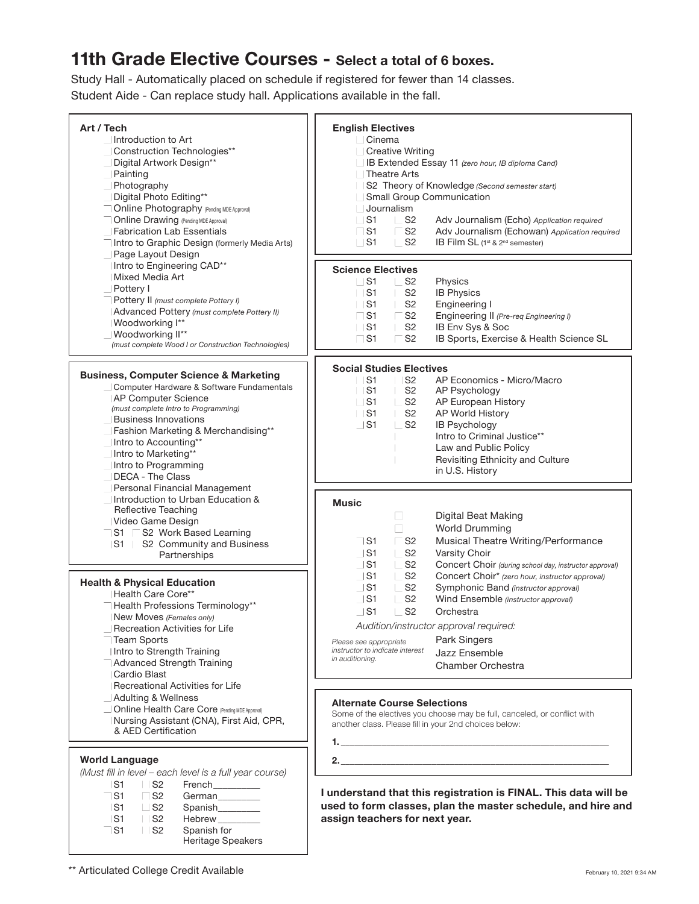# 11th Grade Elective Courses - Select a total of 6 boxes.

Study Hall - Automatically placed on schedule if registered for fewer than 14 classes.
Student Aide - Can replace study hall. Applications available in the fall.

### Art / Tech

- ☐ Introduction to Art
- ☐ Construction Technologies**
- ☐ Digital Artwork Design**
- ☐ Painting
- ☐ Photography
- ☐ Digital Photo Editing**
- ☐ Online Photography (Pending MDE Approval)
- ☐ Online Drawing (Pending MDE Approval)
- ☐ Fabrication Lab Essentials
- ☐ Intro to Graphic Design (formerly Media Arts)
- ☐ Page Layout Design
- ☐ Intro to Engineering CAD**
- ☐ Mixed Media Art
- ☐ Pottery I
- ☐ Pottery II *(must complete Pottery I)*
- ☐ Advanced Pottery *(must complete Pottery II)*
- ☐ Woodworking I**
- ☐ Woodworking II** *(must complete Wood I or Construction Technologies)*

### Business, Computer Science & Marketing

- ☐ Computer Hardware & Software Fundamentals
- ☐ AP Computer Science *(must complete Intro to Programming)*
- ☐ Business Innovations
- ☐ Fashion Marketing & Merchandising**
- ☐ Intro to Accounting**
- ☐ Intro to Marketing**
- ☐ Intro to Programming
- ☐ DECA - The Class
- ☐ Personal Financial Management
- ☐ Introduction to Urban Education & Reflective Teaching
- ☐ Video Game Design
- ☐ S1 ☐ S2 Work Based Learning
- ☐ S1 ☐ S2 Community and Business Partnerships

### Health & Physical Education

- ☐ Health Care Core**
- ☐ Health Professions Terminology**
- ☐ New Moves *(Females only)*
- ☐ Recreation Activities for Life
- ☐ Team Sports
- ☐ Intro to Strength Training
- ☐ Advanced Strength Training
- ☐ Cardio Blast
- ☐ Recreational Activities for Life
- ☐ Adulting & Wellness
- ☐ Online Health Care Core (Pending MDE Approval)
- ☐ Nursing Assistant (CNA), First Aid, CPR, & AED Certification

### World Language

*(Must fill in level – each level is a full year course)*

- ☐ S1 ☐ S2 French________
- ☐ S1 ☐ S2 German________
- ☐ S1 ☐ S2 Spanish________
- ☐ S1 ☐ S2 Hebrew ________
- ☐ S1 ☐ S2 Spanish for Heritage Speakers

### English Electives

- ☐ Cinema
- ☐ Creative Writing
- ☐ IB Extended Essay 11 *(zero hour, IB diploma Cand)*
- ☐ Theatre Arts
- ☐ S2 Theory of Knowledge *(Second semester start)*
- ☐ Small Group Communication
- ☐ Journalism
- ☐ S1 ☐ S2 Adv Journalism (Echo) *Application required*
- ☐ S1 ☐ S2 Adv Journalism (Echowan) *Application required*
- ☐ S1 ☐ S2 IB Film SL (1st & 2nd semester)

### Science Electives

- ☐ S1 ☐ S2 Physics
- ☐ S1 ☐ S2 IB Physics
- ☐ S1 ☐ S2 Engineering I
- ☐ S1 ☐ S2 Engineering II *(Pre-req Engineering I)*
- ☐ S1 ☐ S2 IB Env Sys & Soc
- ☐ S1 ☐ S2 IB Sports, Exercise & Health Science SL

### Social Studies Electives

- ☐ S1 ☐ S2 AP Economics - Micro/Macro
- ☐ S1 ☐ S2 AP Psychology
- ☐ S1 ☐ S2 AP European History
- ☐ S1 ☐ S2 AP World History
- ☐ S1 ☐ S2 IB Psychology
- ☐ Intro to Criminal Justice**
- ☐ Law and Public Policy
- ☐ Revisiting Ethnicity and Culture in U.S. History

### Music

- ☐ Digital Beat Making
- ☐ World Drumming
- ☐ S1 ☐ S2 Musical Theatre Writing/Performance
- ☐ S1 ☐ S2 Varsity Choir
- ☐ S1 ☐ S2 Concert Choir *(during school day, instructor approval)*
- ☐ S1 ☐ S2 Concert Choir* *(zero hour, instructor approval)*
- ☐ S1 ☐ S2 Symphonic Band *(instructor approval)*
- ☐ S1 ☐ S2 Wind Ensemble *(instructor approval)*
- ☐ S1 ☐ S2 Orchestra

*Audition/instructor approval required:*

*Please see appropriate instructor to indicate interest in auditioning.*

- Park Singers
- Jazz Ensemble
- Chamber Orchestra

### Alternate Course Selections

Some of the electives you choose may be full, canceled, or conflict with another class. Please fill in your 2nd choices below:

1. ______________________________________________

2. ______________________________________________

**I understand that this registration is FINAL. This data will be used to form classes, plan the master schedule, and hire and assign teachers for next year.**

** Articulated College Credit Available

February 10, 2021 9:34 AM